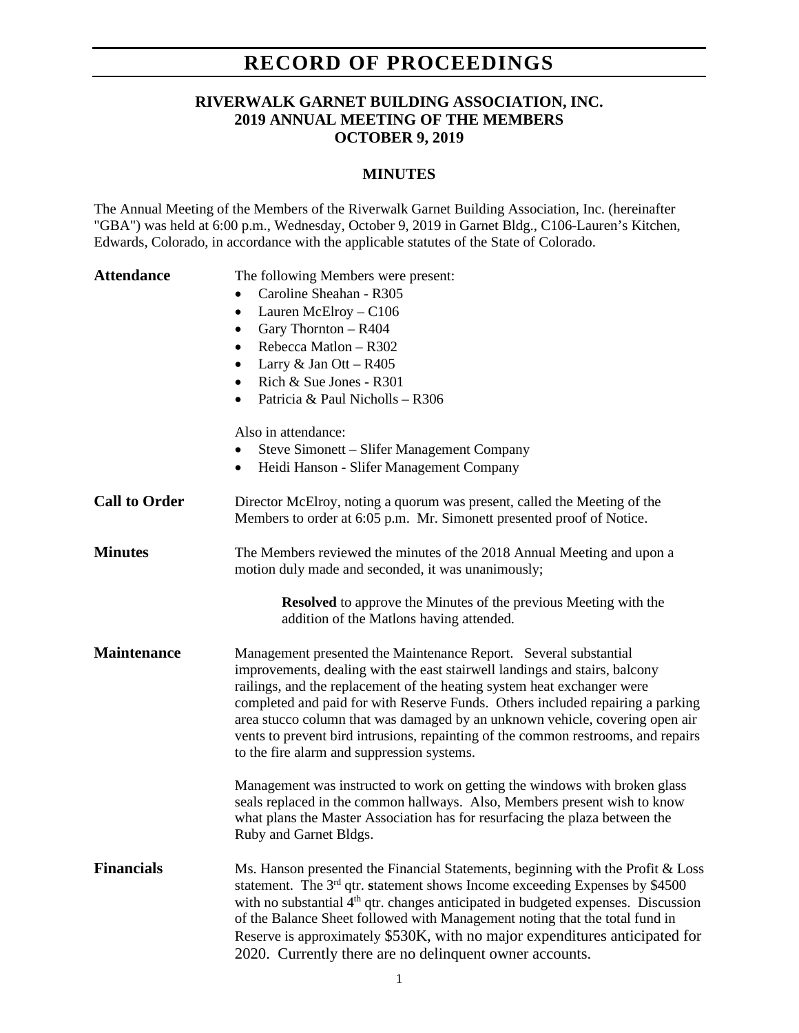# RECORD OF PROCEEDINGS

## RIVERWALK GARNET BUILDING ASSOCIATION, INC.
## 2019 ANNUAL MEETING OF THE MEMBERS
## OCTOBER 9, 2019

### MINUTES

The Annual Meeting of the Members of the Riverwalk Garnet Building Association, Inc. (hereinafter "GBA") was held at 6:00 p.m., Wednesday, October 9, 2019 in Garnet Bldg., C106-Lauren's Kitchen, Edwards, Colorado, in accordance with the applicable statutes of the State of Colorado.

**Attendance**

The following Members were present:

- Caroline Sheahan - R305
- Lauren McElroy – C106
- Gary Thornton – R404
- Rebecca Matlon – R302
- Larry & Jan Ott – R405
- Rich & Sue Jones - R301
- Patricia & Paul Nicholls – R306

Also in attendance:

- Steve Simonett – Slifer Management Company
- Heidi Hanson - Slifer Management Company

**Call to Order**

Director McElroy, noting a quorum was present, called the Meeting of the Members to order at 6:05 p.m. Mr. Simonett presented proof of Notice.

**Minutes**

The Members reviewed the minutes of the 2018 Annual Meeting and upon a motion duly made and seconded, it was unanimously;

> **Resolved** to approve the Minutes of the previous Meeting with the addition of the Matlons having attended.

**Maintenance**

Management presented the Maintenance Report. Several substantial improvements, dealing with the east stairwell landings and stairs, balcony railings, and the replacement of the heating system heat exchanger were completed and paid for with Reserve Funds. Others included repairing a parking area stucco column that was damaged by an unknown vehicle, covering open air vents to prevent bird intrusions, repainting of the common restrooms, and repairs to the fire alarm and suppression systems.

Management was instructed to work on getting the windows with broken glass seals replaced in the common hallways. Also, Members present wish to know what plans the Master Association has for resurfacing the plaza between the Ruby and Garnet Bldgs.

**Financials**

Ms. Hanson presented the Financial Statements, beginning with the Profit & Loss statement. The 3rd qtr. **s**tatement shows Income exceeding Expenses by $4500 with no substantial 4th qtr. changes anticipated in budgeted expenses. Discussion of the Balance Sheet followed with Management noting that the total fund in Reserve is approximately $530K, with no major expenditures anticipated for 2020. Currently there are no delinquent owner accounts.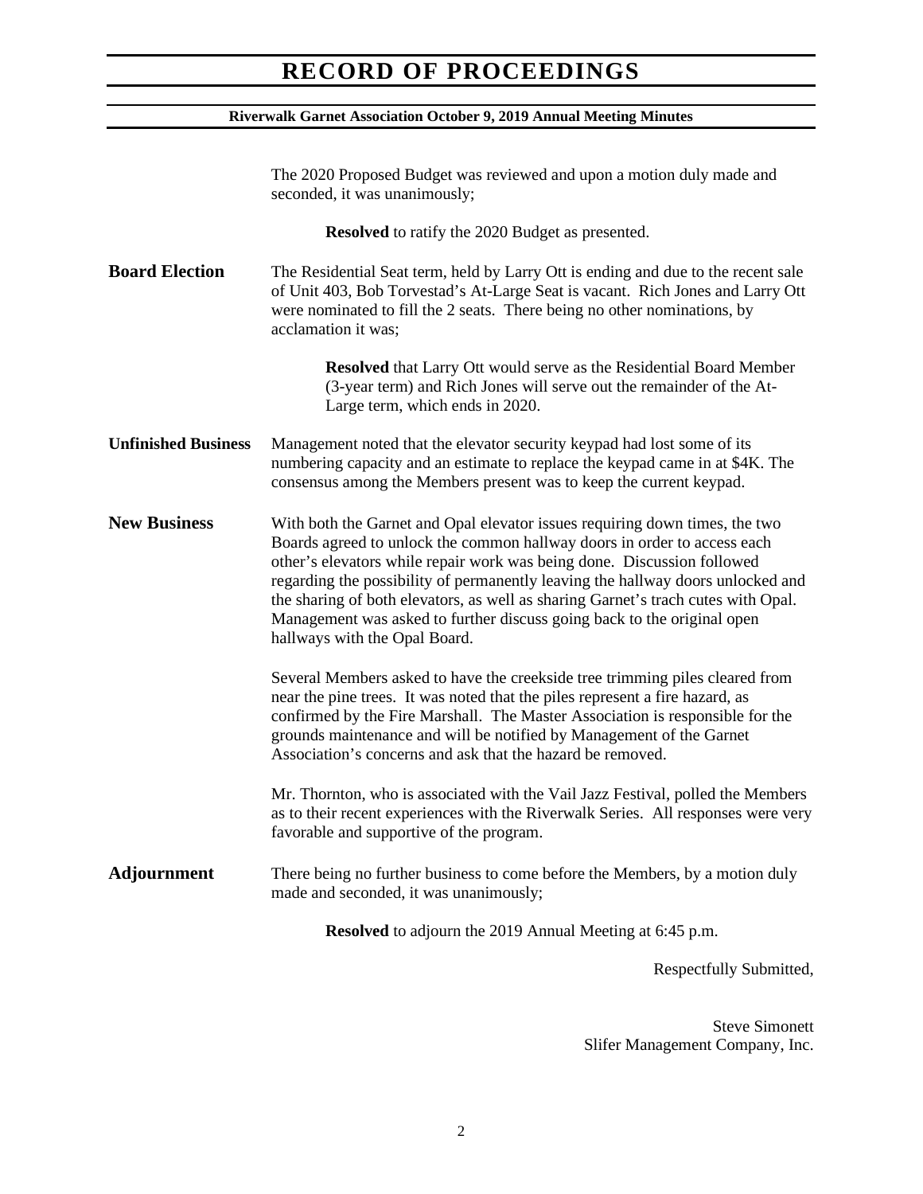The 2020 Proposed Budget was reviewed and upon a motion duly made and seconded, it was unanimously;

**Resolved** to ratify the 2020 Budget as presented.

**Board Election**

The Residential Seat term, held by Larry Ott is ending and due to the recent sale of Unit 403, Bob Torvestad's At-Large Seat is vacant. Rich Jones and Larry Ott were nominated to fill the 2 seats. There being no other nominations, by acclamation it was;

**Resolved** that Larry Ott would serve as the Residential Board Member (3-year term) and Rich Jones will serve out the remainder of the At-Large term, which ends in 2020.

**Unfinished Business**

Management noted that the elevator security keypad had lost some of its numbering capacity and an estimate to replace the keypad came in at $4K. The consensus among the Members present was to keep the current keypad.

**New Business**

With both the Garnet and Opal elevator issues requiring down times, the two Boards agreed to unlock the common hallway doors in order to access each other's elevators while repair work was being done. Discussion followed regarding the possibility of permanently leaving the hallway doors unlocked and the sharing of both elevators, as well as sharing Garnet's trach cutes with Opal. Management was asked to further discuss going back to the original open hallways with the Opal Board.

Several Members asked to have the creekside tree trimming piles cleared from near the pine trees. It was noted that the piles represent a fire hazard, as confirmed by the Fire Marshall. The Master Association is responsible for the grounds maintenance and will be notified by Management of the Garnet Association's concerns and ask that the hazard be removed.

Mr. Thornton, who is associated with the Vail Jazz Festival, polled the Members as to their recent experiences with the Riverwalk Series. All responses were very favorable and supportive of the program.

**Adjournment**

There being no further business to come before the Members, by a motion duly made and seconded, it was unanimously;

**Resolved** to adjourn the 2019 Annual Meeting at 6:45 p.m.

Respectfully Submitted,

Steve Simonett
Slifer Management Company, Inc.